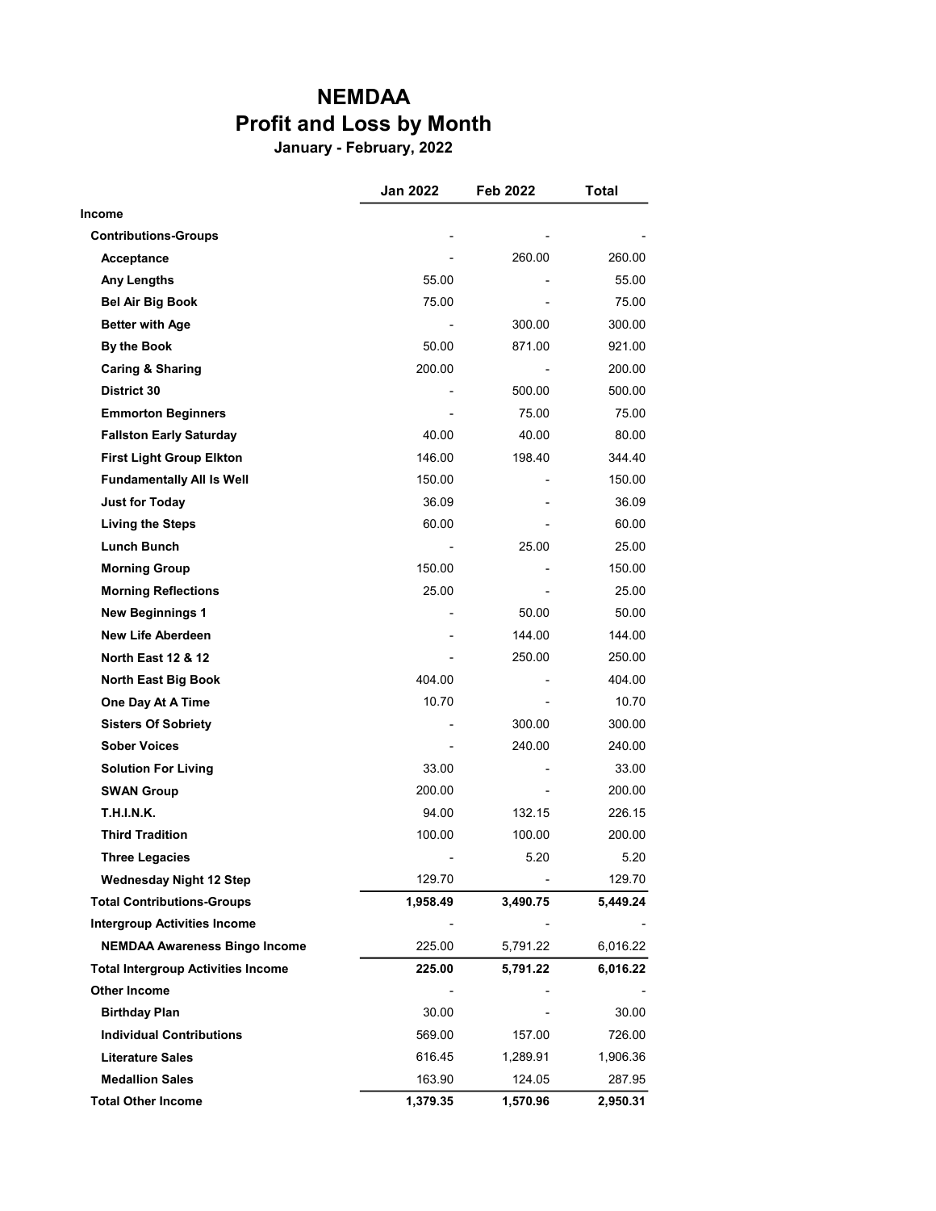# NEMDAA

## Profit and Loss by Month

### January - February, 2022

| | Jan 2022 | Feb 2022 | Total |
|---|---|---|---|
| **Income** | | | |
| **Contributions-Groups** | - | - | - |
| **Acceptance** | - | 260.00 | 260.00 |
| **Any Lengths** | 55.00 | - | 55.00 |
| **Bel Air Big Book** | 75.00 | - | 75.00 |
| **Better with Age** | - | 300.00 | 300.00 |
| **By the Book** | 50.00 | 871.00 | 921.00 |
| **Caring & Sharing** | 200.00 | - | 200.00 |
| **District 30** | - | 500.00 | 500.00 |
| **Emmorton Beginners** | - | 75.00 | 75.00 |
| **Fallston Early Saturday** | 40.00 | 40.00 | 80.00 |
| **First Light Group Elkton** | 146.00 | 198.40 | 344.40 |
| **Fundamentally All Is Well** | 150.00 | - | 150.00 |
| **Just for Today** | 36.09 | - | 36.09 |
| **Living the Steps** | 60.00 | - | 60.00 |
| **Lunch Bunch** | - | 25.00 | 25.00 |
| **Morning Group** | 150.00 | - | 150.00 |
| **Morning Reflections** | 25.00 | - | 25.00 |
| **New Beginnings 1** | - | 50.00 | 50.00 |
| **New Life Aberdeen** | - | 144.00 | 144.00 |
| **North East 12 & 12** | - | 250.00 | 250.00 |
| **North East Big Book** | 404.00 | - | 404.00 |
| **One Day At A Time** | 10.70 | - | 10.70 |
| **Sisters Of Sobriety** | - | 300.00 | 300.00 |
| **Sober Voices** | - | 240.00 | 240.00 |
| **Solution For Living** | 33.00 | - | 33.00 |
| **SWAN Group** | 200.00 | - | 200.00 |
| **T.H.I.N.K.** | 94.00 | 132.15 | 226.15 |
| **Third Tradition** | 100.00 | 100.00 | 200.00 |
| **Three Legacies** | - | 5.20 | 5.20 |
| **Wednesday Night 12 Step** | 129.70 | - | 129.70 |
| **Total Contributions-Groups** | **1,958.49** | **3,490.75** | **5,449.24** |
| **Intergroup Activities Income** | - | - | - |
| **NEMDAA Awareness Bingo Income** | 225.00 | 5,791.22 | 6,016.22 |
| **Total Intergroup Activities Income** | **225.00** | **5,791.22** | **6,016.22** |
| **Other Income** | - | - | - |
| **Birthday Plan** | 30.00 | - | 30.00 |
| **Individual Contributions** | 569.00 | 157.00 | 726.00 |
| **Literature Sales** | 616.45 | 1,289.91 | 1,906.36 |
| **Medallion Sales** | 163.90 | 124.05 | 287.95 |
| **Total Other Income** | **1,379.35** | **1,570.96** | **2,950.31** |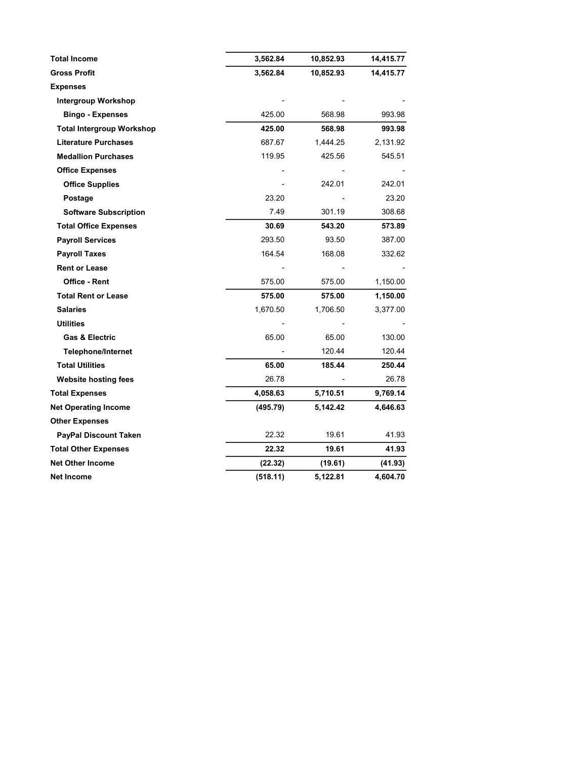| | | | |
|---|---|---|---|
| **Total Income** | **3,562.84** | **10,852.93** | **14,415.77** |
| **Gross Profit** | **3,562.84** | **10,852.93** | **14,415.77** |
| **Expenses** | | | |
| **Intergroup Workshop** | - | - | - |
| **Bingo - Expenses** | 425.00 | 568.98 | 993.98 |
| **Total Intergroup Workshop** | **425.00** | **568.98** | **993.98** |
| **Literature Purchases** | 687.67 | 1,444.25 | 2,131.92 |
| **Medallion Purchases** | 119.95 | 425.56 | 545.51 |
| **Office Expenses** | - | - | - |
| **Office Supplies** | - | 242.01 | 242.01 |
| **Postage** | 23.20 | - | 23.20 |
| **Software Subscription** | 7.49 | 301.19 | 308.68 |
| **Total Office Expenses** | **30.69** | **543.20** | **573.89** |
| **Payroll Services** | 293.50 | 93.50 | 387.00 |
| **Payroll Taxes** | 164.54 | 168.08 | 332.62 |
| **Rent or Lease** | - | - | - |
| **Office - Rent** | 575.00 | 575.00 | 1,150.00 |
| **Total Rent or Lease** | **575.00** | **575.00** | **1,150.00** |
| **Salaries** | 1,670.50 | 1,706.50 | 3,377.00 |
| **Utilities** | - | - | - |
| **Gas & Electric** | 65.00 | 65.00 | 130.00 |
| **Telephone/Internet** | - | 120.44 | 120.44 |
| **Total Utilities** | **65.00** | **185.44** | **250.44** |
| **Website hosting fees** | 26.78 | - | 26.78 |
| **Total Expenses** | **4,058.63** | **5,710.51** | **9,769.14** |
| **Net Operating Income** | **(495.79)** | **5,142.42** | **4,646.63** |
| **Other Expenses** | | | |
| **PayPal Discount Taken** | 22.32 | 19.61 | 41.93 |
| **Total Other Expenses** | **22.32** | **19.61** | **41.93** |
| **Net Other Income** | **(22.32)** | **(19.61)** | **(41.93)** |
| **Net Income** | **(518.11)** | **5,122.81** | **4,604.70** |